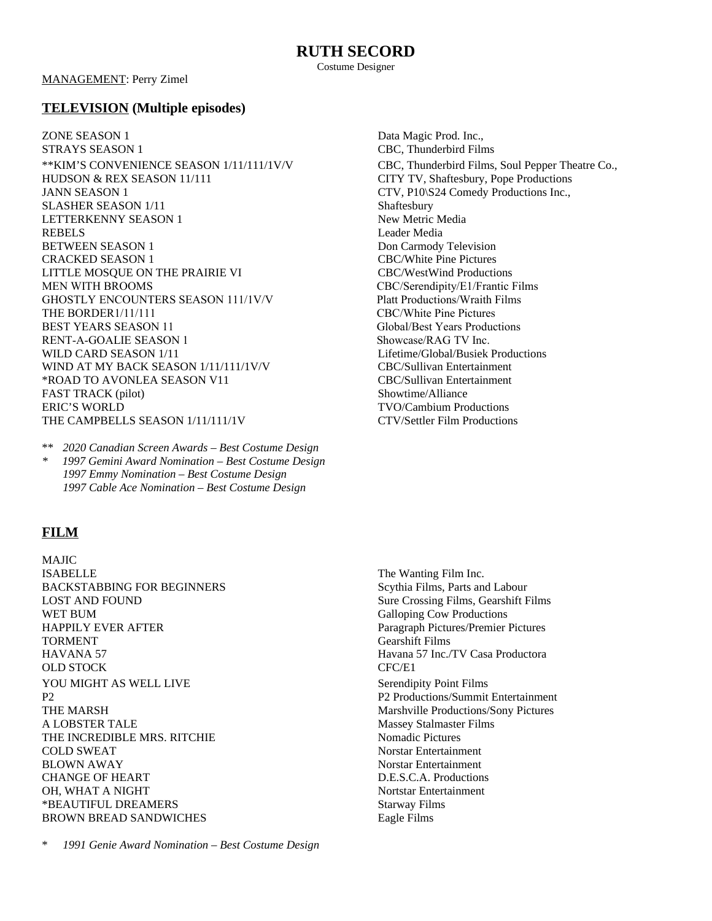# RUTH SECORD

Costume Designer

MANAGEMENT: Perry Zimel

## TELEVISION (Multiple episodes)

| | |
|---|---|
| ZONE SEASON 1 | Data Magic Prod. Inc., |
| STRAYS SEASON 1 | CBC, Thunderbird Films |
| **KIM'S CONVENIENCE SEASON 1/11/111/1V/V | CBC, Thunderbird Films, Soul Pepper Theatre Co., |
| HUDSON & REX SEASON 11/111 | CITY TV, Shaftesbury, Pope Productions |
| JANN SEASON 1 | CTV, P10\S24 Comedy Productions Inc., |
| SLASHER SEASON 1/11 | Shaftesbury |
| LETTERKENNY SEASON 1 | New Metric Media |
| REBELS | Leader Media |
| BETWEEN SEASON 1 | Don Carmody Television |
| CRACKED SEASON 1 | CBC/White Pine Pictures |
| LITTLE MOSQUE ON THE PRAIRIE VI | CBC/WestWind Productions |
| MEN WITH BROOMS | CBC/Serendipity/E1/Frantic Films |
| GHOSTLY ENCOUNTERS SEASON 111/1V/V | Platt Productions/Wraith Films |
| THE BORDER1/11/111 | CBC/White Pine Pictures |
| BEST YEARS SEASON 11 | Global/Best Years Productions |
| RENT-A-GOALIE SEASON 1 | Showcase/RAG TV Inc. |
| WILD CARD SEASON 1/11 | Lifetime/Global/Busiek Productions |
| WIND AT MY BACK SEASON 1/11/111/1V/V | CBC/Sullivan Entertainment |
| *ROAD TO AVONLEA SEASON V11 | CBC/Sullivan Entertainment |
| FAST TRACK (pilot) | Showtime/Alliance |
| ERIC'S WORLD | TVO/Cambium Productions |
| THE CAMPBELLS SEASON 1/11/111/1V | CTV/Settler Film Productions |

** *2020 Canadian Screen Awards – Best Costume Design*

\* *1997 Gemini Award Nomination – Best Costume Design*
*1997 Emmy Nomination – Best Costume Design*
*1997 Cable Ace Nomination – Best Costume Design*

## FILM

| | |
|---|---|
| MAJIC | |
| ISABELLE | The Wanting Film Inc. |
| BACKSTABBING FOR BEGINNERS | Scythia Films, Parts and Labour |
| LOST AND FOUND | Sure Crossing Films, Gearshift Films |
| WET BUM | Galloping Cow Productions |
| HAPPILY EVER AFTER | Paragraph Pictures/Premier Pictures |
| TORMENT | Gearshift Films |
| HAVANA 57 | Havana 57 Inc./TV Casa Productora |
| OLD STOCK | CFC/E1 |
| YOU MIGHT AS WELL LIVE | Serendipity Point Films |
| P2 | P2 Productions/Summit Entertainment |
| THE MARSH | Marshville Productions/Sony Pictures |
| A LOBSTER TALE | Massey Stalmaster Films |
| THE INCREDIBLE MRS. RITCHIE | Nomadic Pictures |
| COLD SWEAT | Norstar Entertainment |
| BLOWN AWAY | Norstar Entertainment |
| CHANGE OF HEART | D.E.S.C.A. Productions |
| OH, WHAT A NIGHT | Nortstar Entertainment |
| *BEAUTIFUL DREAMERS | Starway Films |
| BROWN BREAD SANDWICHES | Eagle Films |

\* *1991 Genie Award Nomination – Best Costume Design*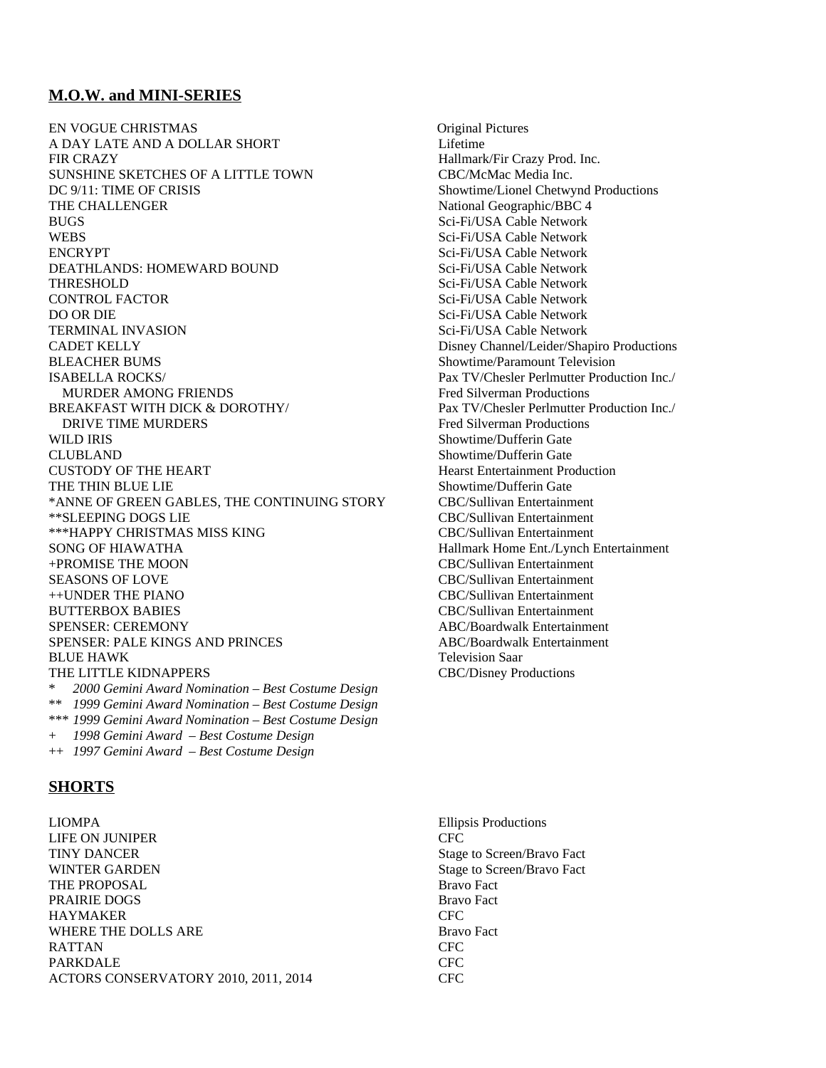## **M.O.W. and MINI-SERIES**

| | |
|---|---|
| EN VOGUE CHRISTMAS | Original Pictures |
| A DAY LATE AND A DOLLAR SHORT | Lifetime |
| FIR CRAZY | Hallmark/Fir Crazy Prod. Inc. |
| SUNSHINE SKETCHES OF A LITTLE TOWN | CBC/McMac Media Inc. |
| DC 9/11: TIME OF CRISIS | Showtime/Lionel Chetwynd Productions |
| THE CHALLENGER | National Geographic/BBC 4 |
| BUGS | Sci-Fi/USA Cable Network |
| WEBS | Sci-Fi/USA Cable Network |
| ENCRYPT | Sci-Fi/USA Cable Network |
| DEATHLANDS: HOMEWARD BOUND | Sci-Fi/USA Cable Network |
| THRESHOLD | Sci-Fi/USA Cable Network |
| CONTROL FACTOR | Sci-Fi/USA Cable Network |
| DO OR DIE | Sci-Fi/USA Cable Network |
| TERMINAL INVASION | Sci-Fi/USA Cable Network |
| CADET KELLY | Disney Channel/Leider/Shapiro Productions |
| BLEACHER BUMS | Showtime/Paramount Television |
| ISABELLA ROCKS/ MURDER AMONG FRIENDS | Pax TV/Chesler Perlmutter Production Inc./ Fred Silverman Productions |
| BREAKFAST WITH DICK & DOROTHY/ DRIVE TIME MURDERS | Pax TV/Chesler Perlmutter Production Inc./ Fred Silverman Productions |
| WILD IRIS | Showtime/Dufferin Gate |
| CLUBLAND | Showtime/Dufferin Gate |
| CUSTODY OF THE HEART | Hearst Entertainment Production |
| THE THIN BLUE LIE | Showtime/Dufferin Gate |
| *ANNE OF GREEN GABLES, THE CONTINUING STORY | CBC/Sullivan Entertainment |
| **SLEEPING DOGS LIE | CBC/Sullivan Entertainment |
| ***HAPPY CHRISTMAS MISS KING | CBC/Sullivan Entertainment |
| SONG OF HIAWATHA | Hallmark Home Ent./Lynch Entertainment |
| +PROMISE THE MOON | CBC/Sullivan Entertainment |
| SEASONS OF LOVE | CBC/Sullivan Entertainment |
| ++UNDER THE PIANO | CBC/Sullivan Entertainment |
| BUTTERBOX BABIES | CBC/Sullivan Entertainment |
| SPENSER: CEREMONY | ABC/Boardwalk Entertainment |
| SPENSER: PALE KINGS AND PRINCES | ABC/Boardwalk Entertainment |
| BLUE HAWK | Television Saar |
| THE LITTLE KIDNAPPERS | CBC/Disney Productions |

\* *2000 Gemini Award Nomination – Best Costume Design*
\*\* *1999 Gemini Award Nomination – Best Costume Design*
\*\*\* *1999 Gemini Award Nomination – Best Costume Design*
\+ *1998 Gemini Award – Best Costume Design*
\++ *1997 Gemini Award – Best Costume Design*

## **SHORTS**

| | |
|---|---|
| LIOMPA | Ellipsis Productions |
| LIFE ON JUNIPER | CFC |
| TINY DANCER | Stage to Screen/Bravo Fact |
| WINTER GARDEN | Stage to Screen/Bravo Fact |
| THE PROPOSAL | Bravo Fact |
| PRAIRIE DOGS | Bravo Fact |
| HAYMAKER | CFC |
| WHERE THE DOLLS ARE | Bravo Fact |
| RATTAN | CFC |
| PARKDALE | CFC |
| ACTORS CONSERVATORY 2010, 2011, 2014 | CFC |